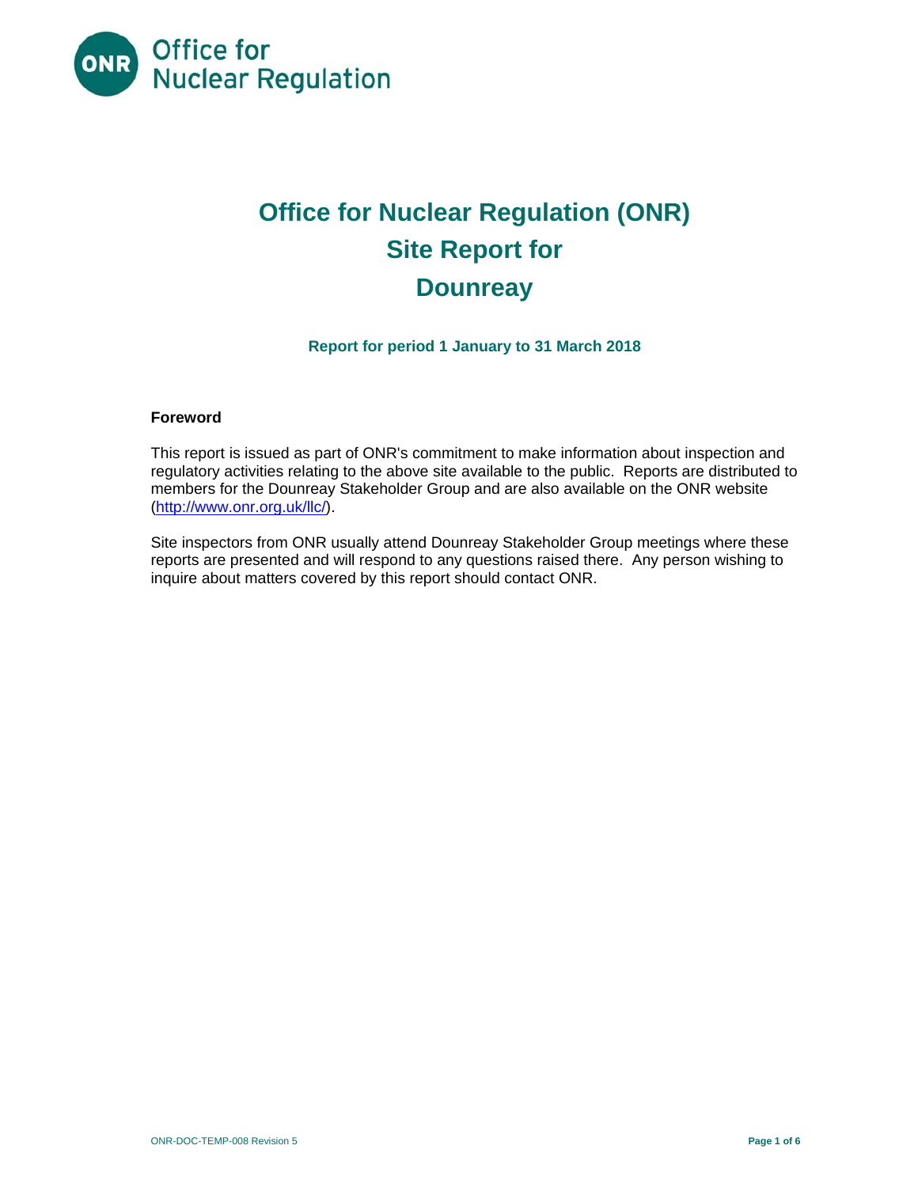Office for Nuclear Regulation

# Office for Nuclear Regulation (ONR)
# Site Report for
# Dounreay

**Report for period 1 January to 31 March 2018**

**Foreword**

This report is issued as part of ONR's commitment to make information about inspection and regulatory activities relating to the above site available to the public. Reports are distributed to members for the Dounreay Stakeholder Group and are also available on the ONR website (http://www.onr.org.uk/llc/).

Site inspectors from ONR usually attend Dounreay Stakeholder Group meetings where these reports are presented and will respond to any questions raised there. Any person wishing to inquire about matters covered by this report should contact ONR.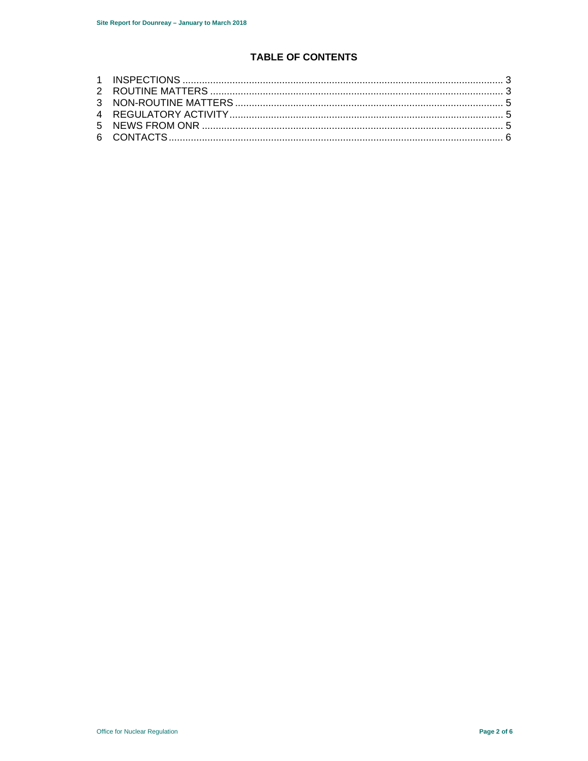# TABLE OF CONTENTS

1 INSPECTIONS .................................................................................................................. 3
2 ROUTINE MATTERS ........................................................................................................ 3
3 NON-ROUTINE MATTERS ............................................................................................... 5
4 REGULATORY ACTIVITY ................................................................................................. 5
5 NEWS FROM ONR .......................................................................................................... 5
6 CONTACTS ...................................................................................................................... 6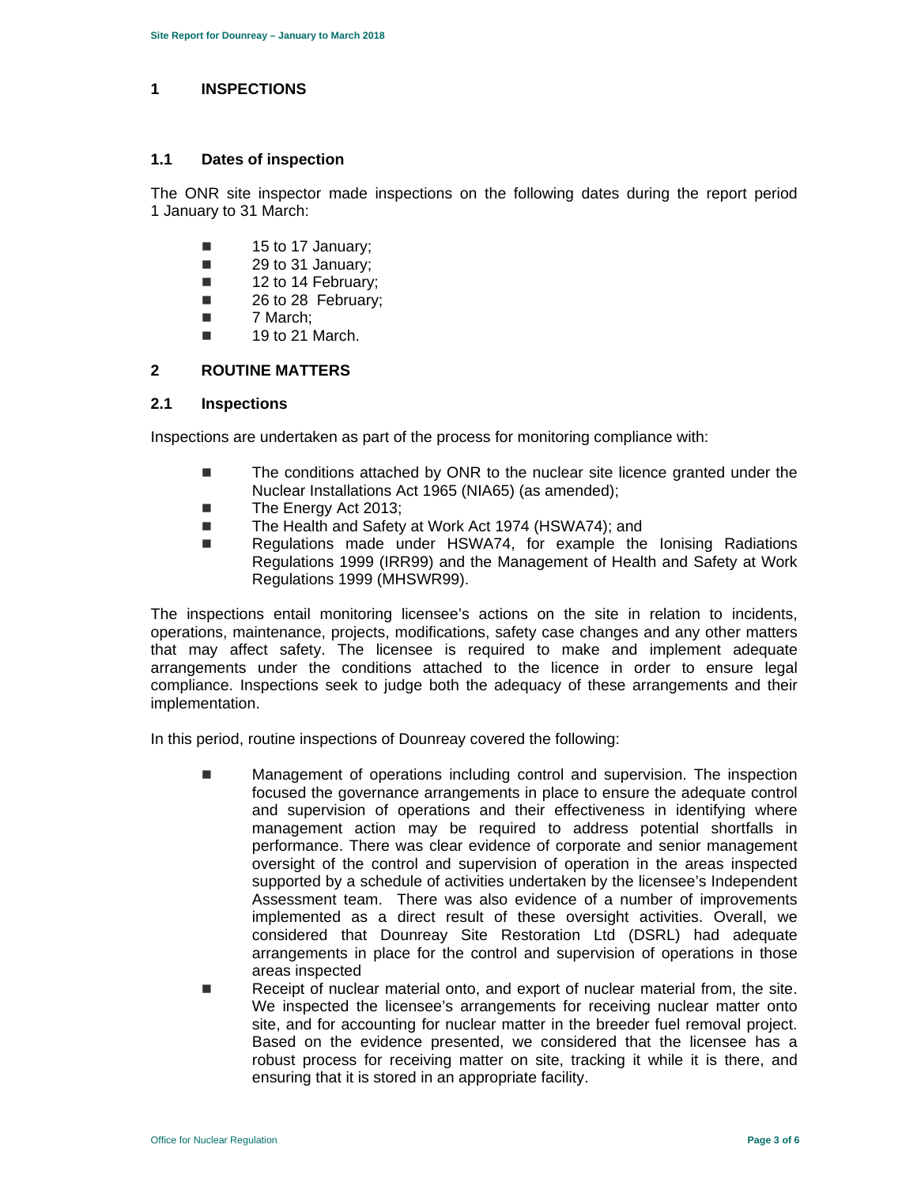# 1 INSPECTIONS

## 1.1 Dates of inspection

The ONR site inspector made inspections on the following dates during the report period 1 January to 31 March:

- 15 to 17 January;
- 29 to 31 January;
- 12 to 14 February;
- 26 to 28 February;
- 7 March;
- 19 to 21 March.

# 2 ROUTINE MATTERS

## 2.1 Inspections

Inspections are undertaken as part of the process for monitoring compliance with:

- The conditions attached by ONR to the nuclear site licence granted under the Nuclear Installations Act 1965 (NIA65) (as amended);
- The Energy Act 2013;
- The Health and Safety at Work Act 1974 (HSWA74); and
- Regulations made under HSWA74, for example the Ionising Radiations Regulations 1999 (IRR99) and the Management of Health and Safety at Work Regulations 1999 (MHSWR99).

The inspections entail monitoring licensee's actions on the site in relation to incidents, operations, maintenance, projects, modifications, safety case changes and any other matters that may affect safety. The licensee is required to make and implement adequate arrangements under the conditions attached to the licence in order to ensure legal compliance. Inspections seek to judge both the adequacy of these arrangements and their implementation.

In this period, routine inspections of Dounreay covered the following:

- Management of operations including control and supervision. The inspection focused the governance arrangements in place to ensure the adequate control and supervision of operations and their effectiveness in identifying where management action may be required to address potential shortfalls in performance. There was clear evidence of corporate and senior management oversight of the control and supervision of operation in the areas inspected supported by a schedule of activities undertaken by the licensee's Independent Assessment team. There was also evidence of a number of improvements implemented as a direct result of these oversight activities. Overall, we considered that Dounreay Site Restoration Ltd (DSRL) had adequate arrangements in place for the control and supervision of operations in those areas inspected
- Receipt of nuclear material onto, and export of nuclear material from, the site. We inspected the licensee's arrangements for receiving nuclear matter onto site, and for accounting for nuclear matter in the breeder fuel removal project. Based on the evidence presented, we considered that the licensee has a robust process for receiving matter on site, tracking it while it is there, and ensuring that it is stored in an appropriate facility.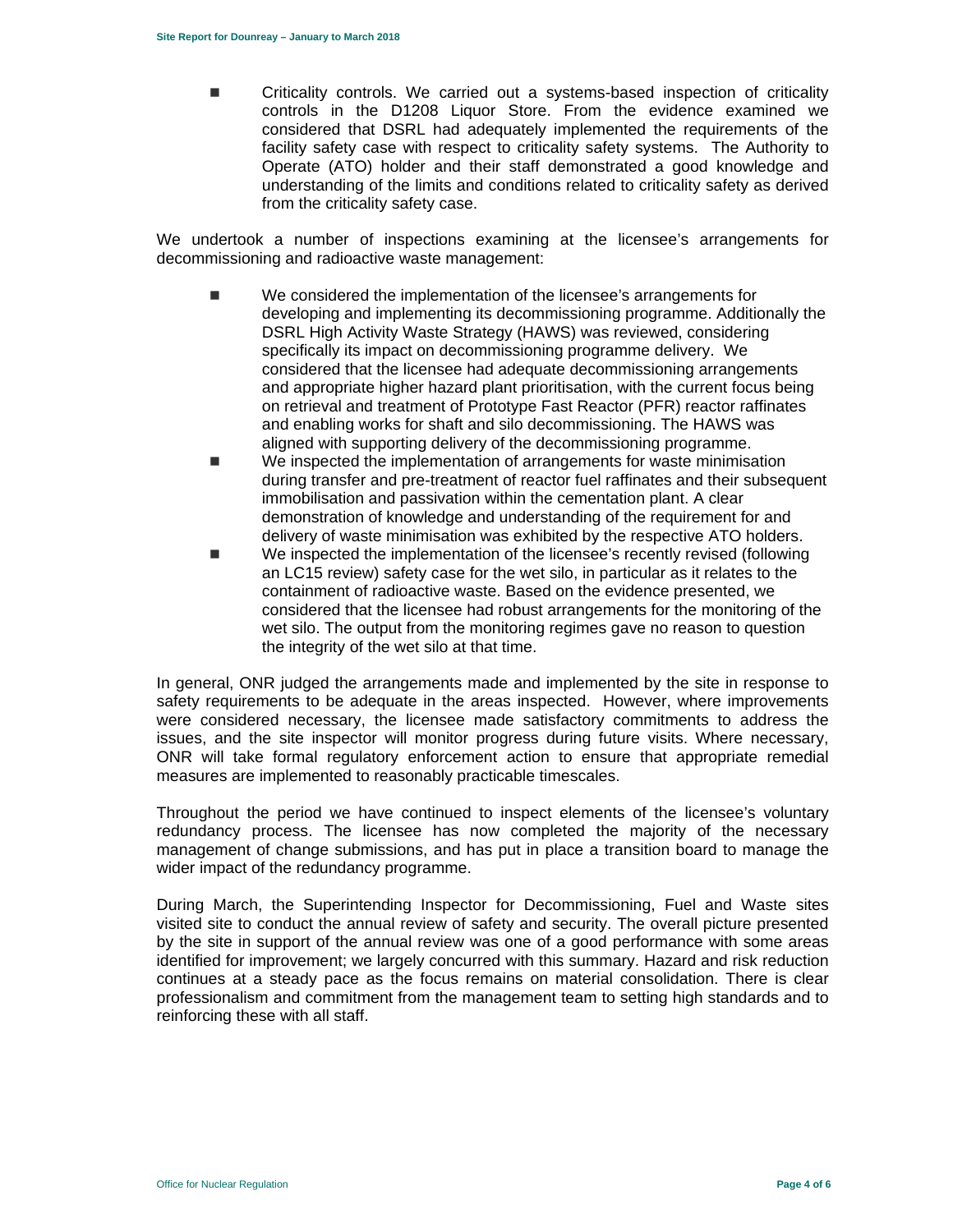- Criticality controls. We carried out a systems-based inspection of criticality controls in the D1208 Liquor Store. From the evidence examined we considered that DSRL had adequately implemented the requirements of the facility safety case with respect to criticality safety systems. The Authority to Operate (ATO) holder and their staff demonstrated a good knowledge and understanding of the limits and conditions related to criticality safety as derived from the criticality safety case.

We undertook a number of inspections examining at the licensee's arrangements for decommissioning and radioactive waste management:

- We considered the implementation of the licensee's arrangements for developing and implementing its decommissioning programme. Additionally the DSRL High Activity Waste Strategy (HAWS) was reviewed, considering specifically its impact on decommissioning programme delivery. We considered that the licensee had adequate decommissioning arrangements and appropriate higher hazard plant prioritisation, with the current focus being on retrieval and treatment of Prototype Fast Reactor (PFR) reactor raffinates and enabling works for shaft and silo decommissioning. The HAWS was aligned with supporting delivery of the decommissioning programme.
- We inspected the implementation of arrangements for waste minimisation during transfer and pre-treatment of reactor fuel raffinates and their subsequent immobilisation and passivation within the cementation plant. A clear demonstration of knowledge and understanding of the requirement for and delivery of waste minimisation was exhibited by the respective ATO holders.
- We inspected the implementation of the licensee's recently revised (following an LC15 review) safety case for the wet silo, in particular as it relates to the containment of radioactive waste. Based on the evidence presented, we considered that the licensee had robust arrangements for the monitoring of the wet silo. The output from the monitoring regimes gave no reason to question the integrity of the wet silo at that time.

In general, ONR judged the arrangements made and implemented by the site in response to safety requirements to be adequate in the areas inspected. However, where improvements were considered necessary, the licensee made satisfactory commitments to address the issues, and the site inspector will monitor progress during future visits. Where necessary, ONR will take formal regulatory enforcement action to ensure that appropriate remedial measures are implemented to reasonably practicable timescales.

Throughout the period we have continued to inspect elements of the licensee's voluntary redundancy process. The licensee has now completed the majority of the necessary management of change submissions, and has put in place a transition board to manage the wider impact of the redundancy programme.

During March, the Superintending Inspector for Decommissioning, Fuel and Waste sites visited site to conduct the annual review of safety and security. The overall picture presented by the site in support of the annual review was one of a good performance with some areas identified for improvement; we largely concurred with this summary. Hazard and risk reduction continues at a steady pace as the focus remains on material consolidation. There is clear professionalism and commitment from the management team to setting high standards and to reinforcing these with all staff.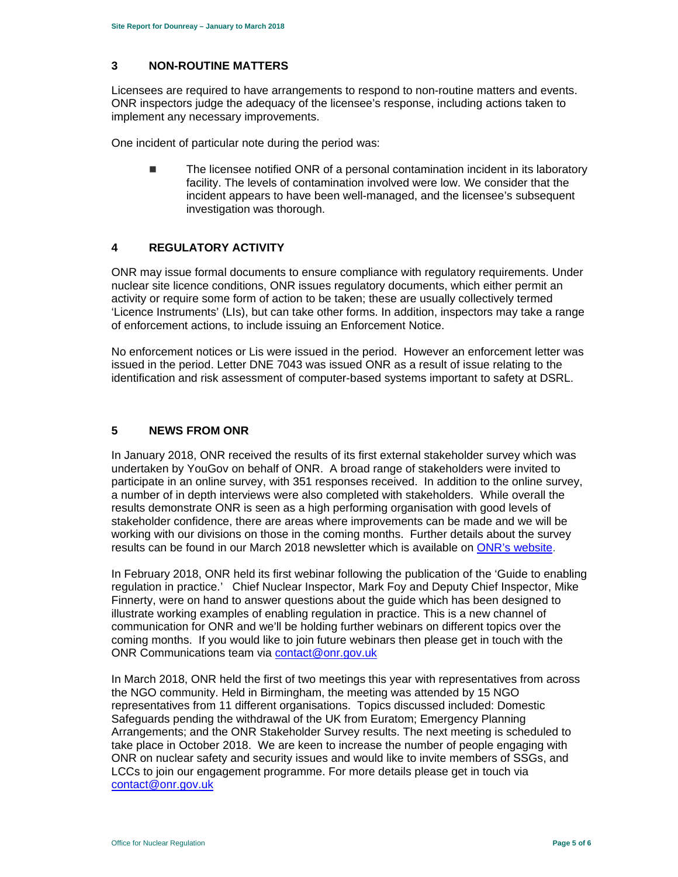## 3 NON-ROUTINE MATTERS

Licensees are required to have arrangements to respond to non-routine matters and events. ONR inspectors judge the adequacy of the licensee's response, including actions taken to implement any necessary improvements.

One incident of particular note during the period was:

- The licensee notified ONR of a personal contamination incident in its laboratory facility. The levels of contamination involved were low. We consider that the incident appears to have been well-managed, and the licensee's subsequent investigation was thorough.

## 4 REGULATORY ACTIVITY

ONR may issue formal documents to ensure compliance with regulatory requirements. Under nuclear site licence conditions, ONR issues regulatory documents, which either permit an activity or require some form of action to be taken; these are usually collectively termed 'Licence Instruments' (LIs), but can take other forms. In addition, inspectors may take a range of enforcement actions, to include issuing an Enforcement Notice.

No enforcement notices or Lis were issued in the period. However an enforcement letter was issued in the period. Letter DNE 7043 was issued ONR as a result of issue relating to the identification and risk assessment of computer-based systems important to safety at DSRL.

## 5 NEWS FROM ONR

In January 2018, ONR received the results of its first external stakeholder survey which was undertaken by YouGov on behalf of ONR. A broad range of stakeholders were invited to participate in an online survey, with 351 responses received. In addition to the online survey, a number of in depth interviews were also completed with stakeholders. While overall the results demonstrate ONR is seen as a high performing organisation with good levels of stakeholder confidence, there are areas where improvements can be made and we will be working with our divisions on those in the coming months. Further details about the survey results can be found in our March 2018 newsletter which is available on ONR's website.

In February 2018, ONR held its first webinar following the publication of the 'Guide to enabling regulation in practice.' Chief Nuclear Inspector, Mark Foy and Deputy Chief Inspector, Mike Finnerty, were on hand to answer questions about the guide which has been designed to illustrate working examples of enabling regulation in practice. This is a new channel of communication for ONR and we'll be holding further webinars on different topics over the coming months. If you would like to join future webinars then please get in touch with the ONR Communications team via contact@onr.gov.uk

In March 2018, ONR held the first of two meetings this year with representatives from across the NGO community. Held in Birmingham, the meeting was attended by 15 NGO representatives from 11 different organisations. Topics discussed included: Domestic Safeguards pending the withdrawal of the UK from Euratom; Emergency Planning Arrangements; and the ONR Stakeholder Survey results. The next meeting is scheduled to take place in October 2018. We are keen to increase the number of people engaging with ONR on nuclear safety and security issues and would like to invite members of SSGs, and LCCs to join our engagement programme. For more details please get in touch via contact@onr.gov.uk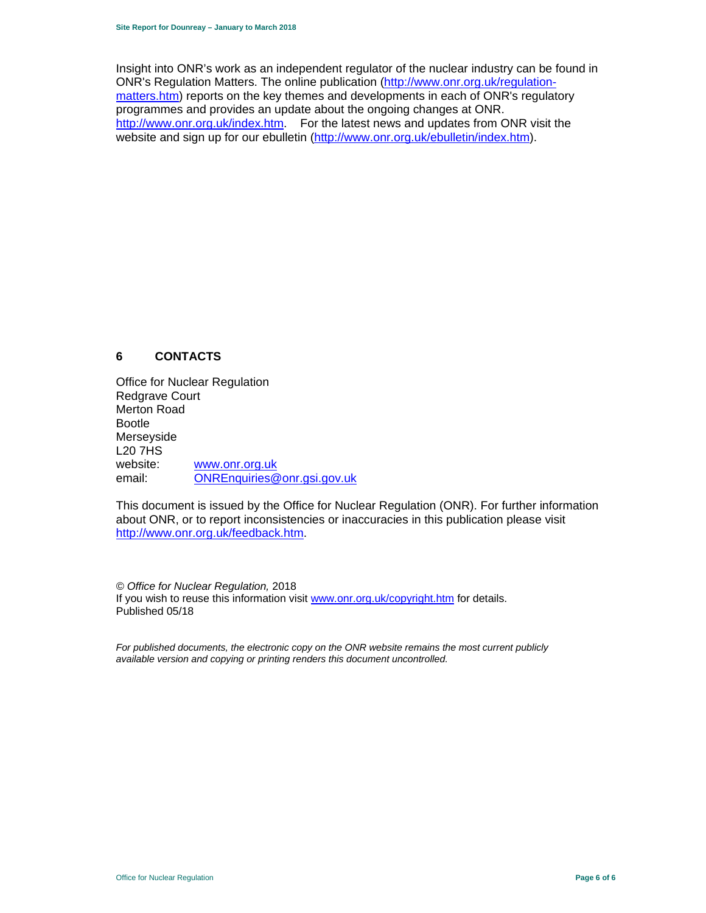Insight into ONR's work as an independent regulator of the nuclear industry can be found in ONR's Regulation Matters. The online publication (http://www.onr.org.uk/regulation-matters.htm) reports on the key themes and developments in each of ONR's regulatory programmes and provides an update about the ongoing changes at ONR. http://www.onr.org.uk/index.htm. For the latest news and updates from ONR visit the website and sign up for our ebulletin (http://www.onr.org.uk/ebulletin/index.htm).

## 6 CONTACTS

Office for Nuclear Regulation
Redgrave Court
Merton Road
Bootle
Merseyside
L20 7HS
website: www.onr.org.uk
email: ONREnquiries@onr.gsi.gov.uk

This document is issued by the Office for Nuclear Regulation (ONR). For further information about ONR, or to report inconsistencies or inaccuracies in this publication please visit http://www.onr.org.uk/feedback.htm.

© *Office for Nuclear Regulation,* 2018
If you wish to reuse this information visit www.onr.org.uk/copyright.htm for details.
Published 05/18

*For published documents, the electronic copy on the ONR website remains the most current publicly available version and copying or printing renders this document uncontrolled.*